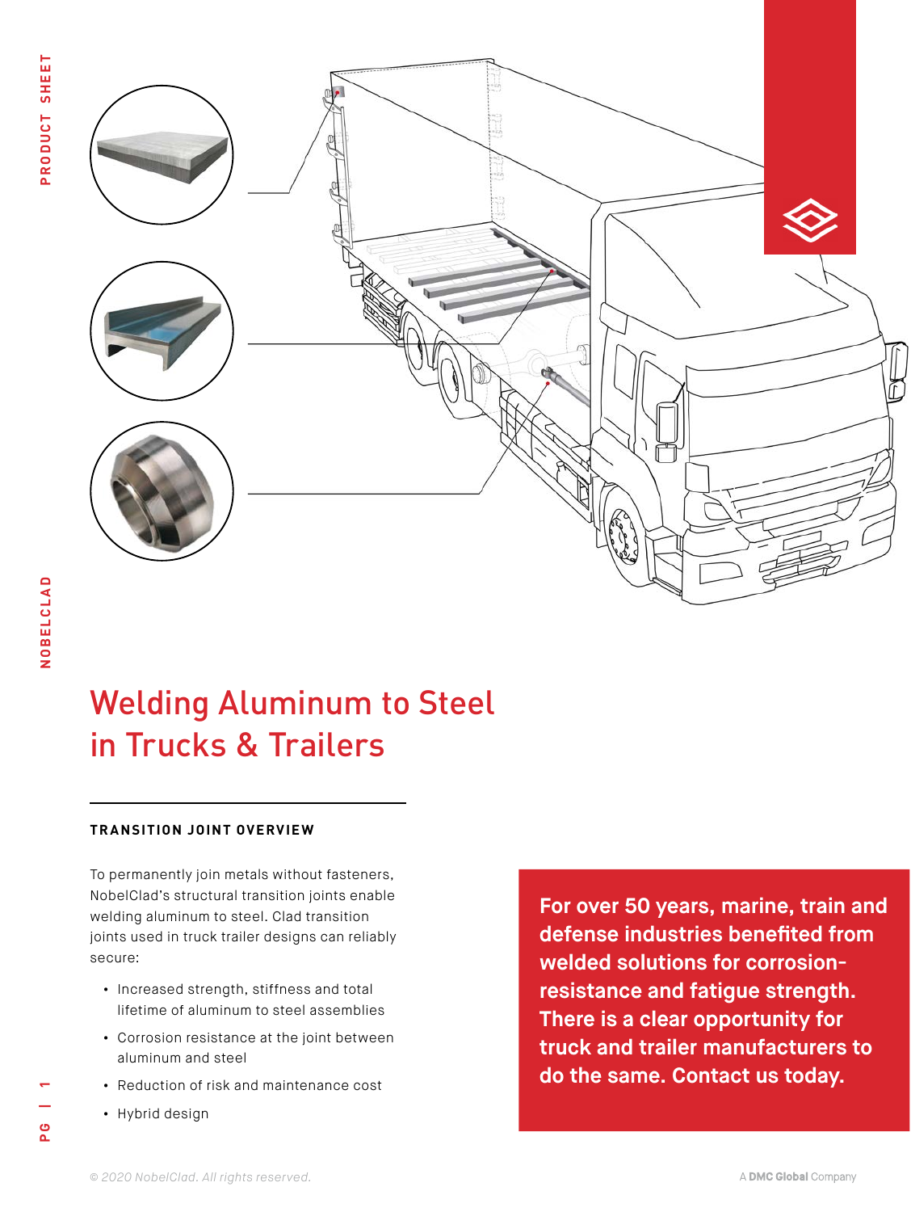# Welding Aluminum to Steel in Trucks & Trailers

## TRANSITION JOINT OVERVIEW

To permanently join metals without fasteners, NobelClad's structural transition joints enable welding aluminum to steel. Clad transition joints used in truck trailer designs can reliably secure:

- Increased strength, stiffness and total lifetime of aluminum to steel assemblies
- Corrosion resistance at the joint between aluminum and steel
- Reduction of risk and maintenance cost
- Hybrid design

**For over 50 years, marine, train and defense industries benefited from welded solutions for corrosion-resistance and fatigue strength. There is a clear opportunity for truck and trailer manufacturers to do the same. Contact us today.**

*© 2020 NobelClad. All rights reserved.*

A **DMC Global** Company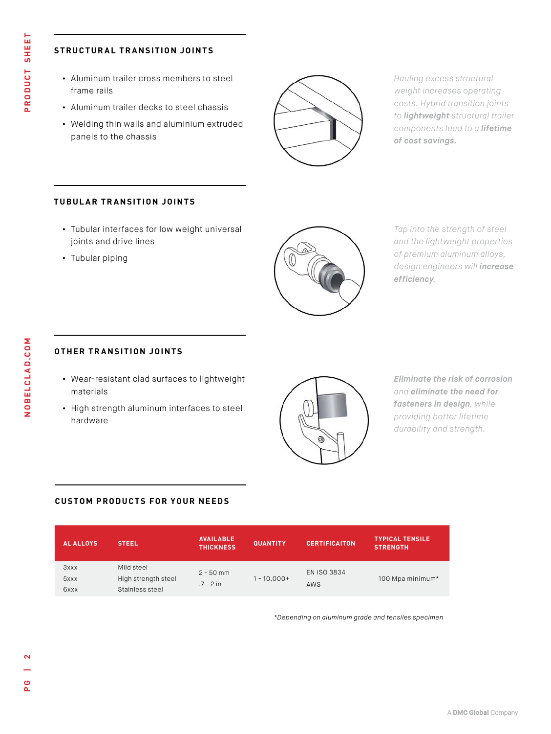## STRUCTURAL TRANSITION JOINTS

- Aluminum trailer cross members to steel frame rails
- Aluminum trailer decks to steel chassis
- Welding thin walls and aluminium extruded panels to the chassis

*Hauling excess structural weight increases operating costs. Hybrid transition joints to **lightweight** structural trailer components lead to a **lifetime of cost savings.***

## TUBULAR TRANSITION JOINTS

- Tubular interfaces for low weight universal joints and drive lines
- Tubular piping

*Tap into the strength of steel and the lightweight properties of premium aluminum alloys, design engineers will **increase efficiency**.*

## OTHER TRANSITION JOINTS

- Wear-resistant clad surfaces to lightweight materials
- High strength aluminum interfaces to steel hardware

***Eliminate the risk of corrosion** and **eliminate the need for fasteners in design**, while providing better lifetime durability and strength.*

## CUSTOM PRODUCTS FOR YOUR NEEDS

| AL ALLOYS | STEEL | AVAILABLE THICKNESS | QUANTITY | CERTIFICAITON | TYPICAL TENSILE STRENGTH |
|---|---|---|---|---|---|
| 3xxx<br>5xxx<br>6xxx | Mild steel<br>High strength steel<br>Stainless steel | 2 - 50 mm<br>.7 - 2 in | 1 - 10,000+ | EN ISO 3834<br>AWS | 100 Mpa minimum* |

*Depending on aluminum grade and tensiles specimen

A **DMC Global** Company